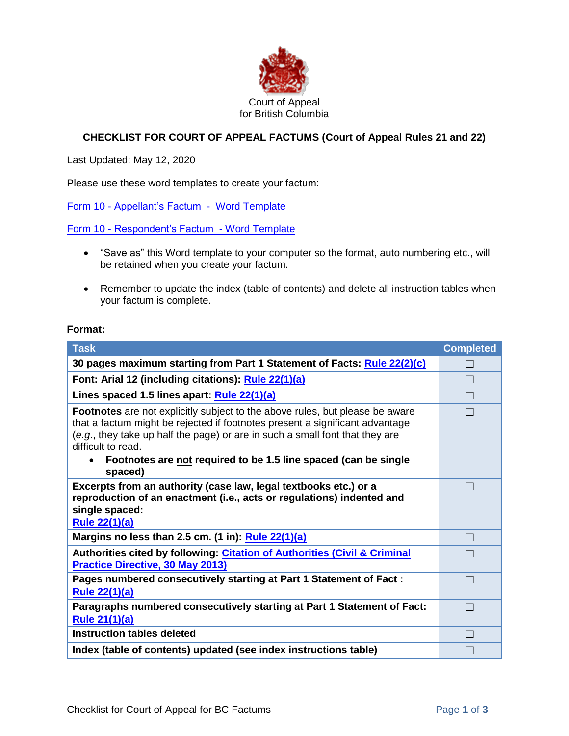Court of Appeal
for British Columbia

## CHECKLIST FOR COURT OF APPEAL FACTUMS (Court of Appeal Rules 21 and 22)

Last Updated: May 12, 2020

Please use these word templates to create your factum:

Form 10 - Appellant's Factum - Word Template

Form 10 - Respondent's Factum - Word Template

- "Save as" this Word template to your computer so the format, auto numbering etc., will be retained when you create your factum.
- Remember to update the index (table of contents) and delete all instruction tables when your factum is complete.

**Format:**

| Task | Completed |
|---|---|
| **30 pages maximum starting from Part 1 Statement of Facts: Rule 22(2)(c)** | ☐ |
| **Font: Arial 12 (including citations): Rule 22(1)(a)** | ☐ |
| **Lines spaced 1.5 lines apart: Rule 22(1)(a)** | ☐ |
| **Footnotes** are not explicitly subject to the above rules, but please be aware that a factum might be rejected if footnotes present a significant advantage (*e.g.*, they take up half the page) or are in such a small font that they are difficult to read. <br>• **Footnotes are not required to be 1.5 line spaced (can be single spaced)** | ☐ |
| **Excerpts from an authority (case law, legal textbooks etc.) or a reproduction of an enactment (i.e., acts or regulations) indented and single spaced: Rule 22(1)(a)** | ☐ |
| **Margins no less than 2.5 cm. (1 in): Rule 22(1)(a)** | ☐ |
| **Authorities cited by following: Citation of Authorities (Civil & Criminal Practice Directive, 30 May 2013)** | ☐ |
| **Pages numbered consecutively starting at Part 1 Statement of Fact : Rule 22(1)(a)** | ☐ |
| **Paragraphs numbered consecutively starting at Part 1 Statement of Fact: Rule 21(1)(a)** | ☐ |
| **Instruction tables deleted** | ☐ |
| **Index (table of contents) updated (see index instructions table)** | ☐ |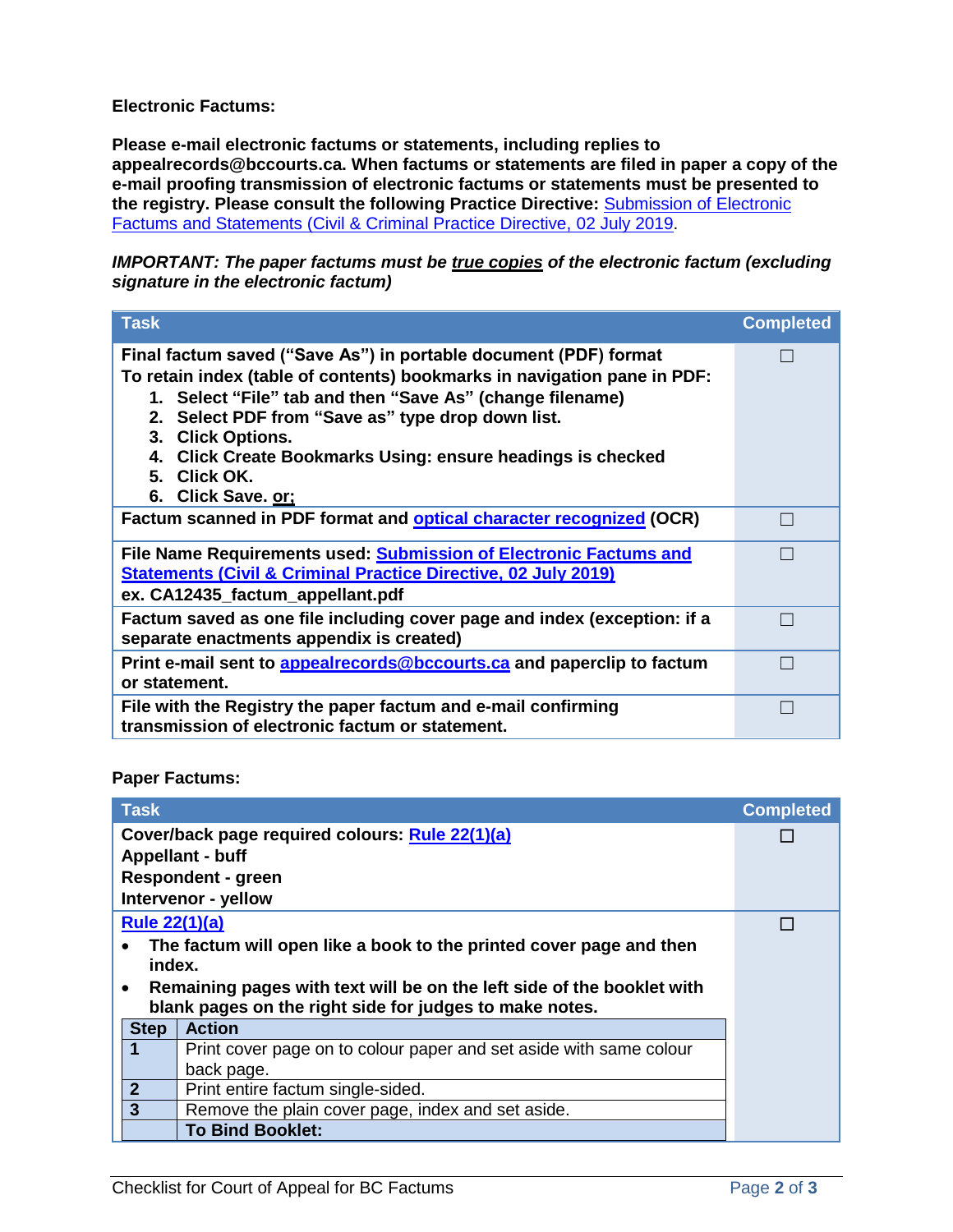**Electronic Factums:**

**Please e-mail electronic factums or statements, including replies to appealrecords@bccourts.ca. When factums or statements are filed in paper a copy of the e-mail proofing transmission of electronic factums or statements must be presented to the registry. Please consult the following Practice Directive:** Submission of Electronic Factums and Statements (Civil & Criminal Practice Directive, 02 July 2019).

***IMPORTANT: The paper factums must be true copies of the electronic factum (excluding signature in the electronic factum)***

| Task | Completed |
|---|---|
| **Final factum saved ("Save As") in portable document (PDF) format**<br>**To retain index (table of contents) bookmarks in navigation pane in PDF:**<br>1. **Select "File" tab and then "Save As" (change filename)**<br>2. **Select PDF from "Save as" type drop down list.**<br>3. **Click Options.**<br>4. **Click Create Bookmarks Using: ensure headings is checked**<br>5. **Click OK.**<br>6. **Click Save. or;** | ☐ |
| **Factum scanned in PDF format and optical character recognized (OCR)** | ☐ |
| **File Name Requirements used: Submission of Electronic Factums and Statements (Civil & Criminal Practice Directive, 02 July 2019)**<br>**ex. CA12435_factum_appellant.pdf** | ☐ |
| **Factum saved as one file including cover page and index (exception: if a separate enactments appendix is created)** | ☐ |
| **Print e-mail sent to appealrecords@bccourts.ca and paperclip to factum or statement.** | ☐ |
| **File with the Registry the paper factum and e-mail confirming transmission of electronic factum or statement.** | ☐ |

**Paper Factums:**

| Task | Completed |
|---|---|
| **Cover/back page required colours: Rule 22(1)(a)**<br>**Appellant - buff**<br>**Respondent - green**<br>**Intervenor - yellow** | ☐ |
| **Rule 22(1)(a)**<br>• **The factum will open like a book to the printed cover page and then index.**<br>• **Remaining pages with text will be on the left side of the booklet with blank pages on the right side for judges to make notes.** | ☐ |

| Step | Action |
|---|---|
| 1 | Print cover page on to colour paper and set aside with same colour back page. |
| 2 | Print entire factum single-sided. |
| 3 | Remove the plain cover page, index and set aside. |
| | **To Bind Booklet:** |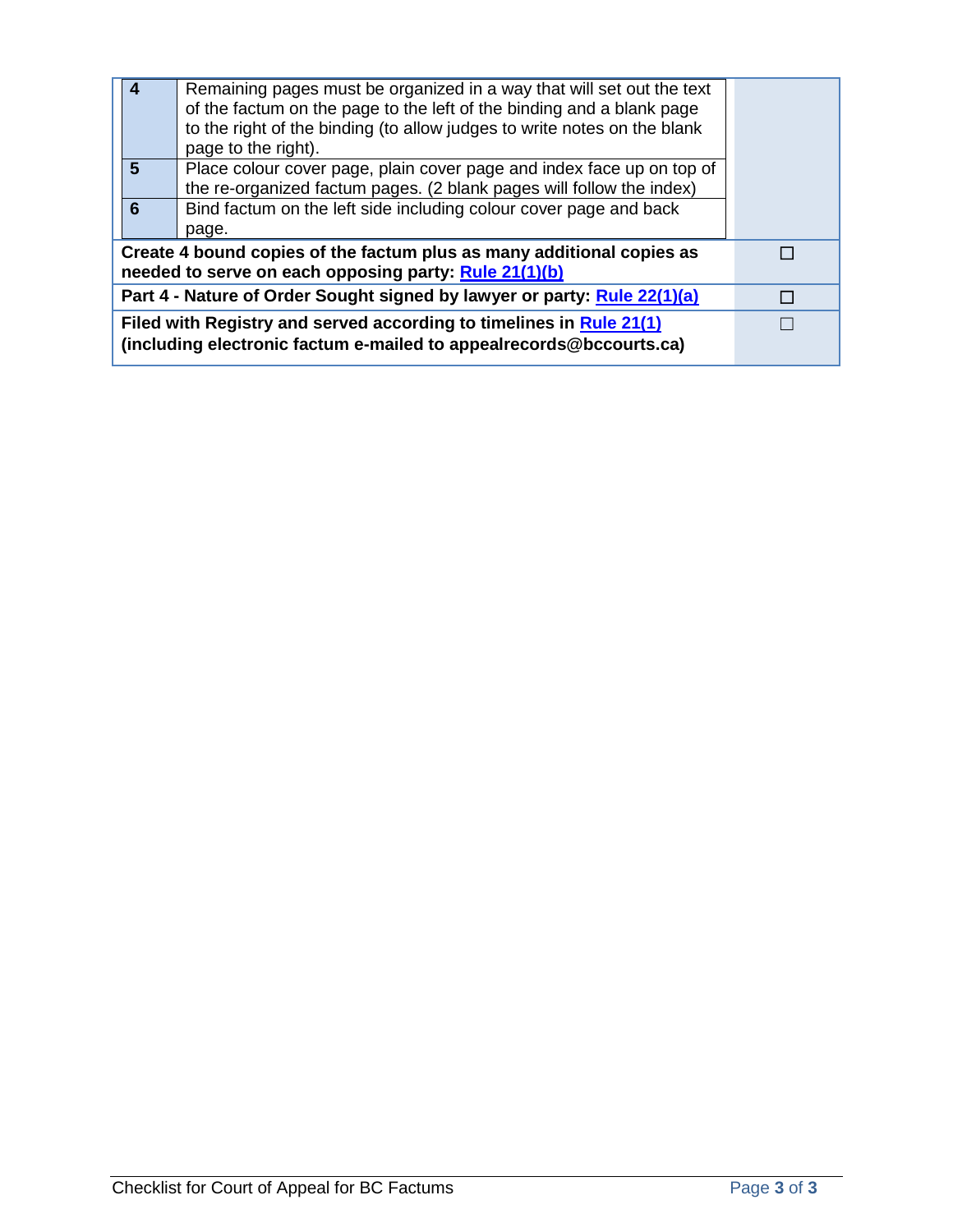| | | |
|---|---|---|
| 4 | Remaining pages must be organized in a way that will set out the text of the factum on the page to the left of the binding and a blank page to the right of the binding (to allow judges to write notes on the blank page to the right). | |
| 5 | Place colour cover page, plain cover page and index face up on top of the re-organized factum pages. (2 blank pages will follow the index) | |
| 6 | Bind factum on the left side including colour cover page and back page. | |
| **Create 4 bound copies of the factum plus as many additional copies as needed to serve on each opposing party: Rule 21(1)(b)** | | ☐ |
| **Part 4 - Nature of Order Sought signed by lawyer or party: Rule 22(1)(a)** | | ☐ |
| **Filed with Registry and served according to timelines in Rule 21(1) (including electronic factum e-mailed to appealrecords@bccourts.ca)** | | ☐ |